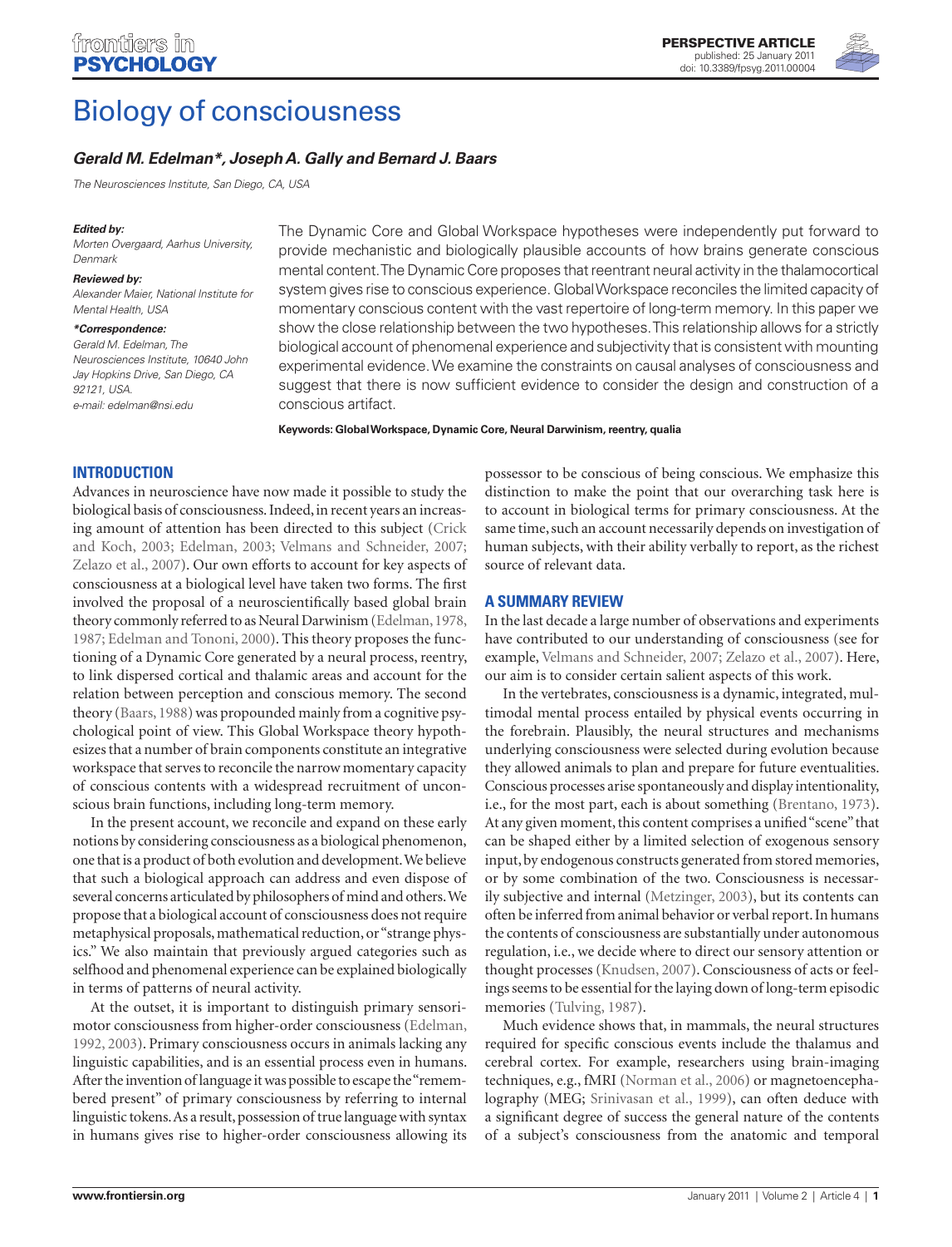PERSPECTIVE ARTICLE
published: 25 January 2011
doi: 10.3389/fpsyg.2011.00004

# Biology of consciousness

***Gerald M. Edelman\*, Joseph A. Gally and Bernard J. Baars***

*The Neurosciences Institute, San Diego, CA, USA*

***Edited by:***
*Morten Overgaard, Aarhus University, Denmark*

***Reviewed by:***
*Alexander Maier, National Institute for Mental Health, USA*

***\*Correspondence:***
*Gerald M. Edelman, The Neurosciences Institute, 10640 John Jay Hopkins Drive, San Diego, CA 92121, USA.*
*e-mail: edelman@nsi.edu*

The Dynamic Core and Global Workspace hypotheses were independently put forward to provide mechanistic and biologically plausible accounts of how brains generate conscious mental content. The Dynamic Core proposes that reentrant neural activity in the thalamocortical system gives rise to conscious experience. Global Workspace reconciles the limited capacity of momentary conscious content with the vast repertoire of long-term memory. In this paper we show the close relationship between the two hypotheses. This relationship allows for a strictly biological account of phenomenal experience and subjectivity that is consistent with mounting experimental evidence. We examine the constraints on causal analyses of consciousness and suggest that there is now sufficient evidence to consider the design and construction of a conscious artifact.

**Keywords: Global Workspace, Dynamic Core, Neural Darwinism, reentry, qualia**

## INTRODUCTION

Advances in neuroscience have now made it possible to study the biological basis of consciousness. Indeed, in recent years an increasing amount of attention has been directed to this subject (Crick and Koch, 2003; Edelman, 2003; Velmans and Schneider, 2007; Zelazo et al., 2007). Our own efforts to account for key aspects of consciousness at a biological level have taken two forms. The first involved the proposal of a neuroscientifically based global brain theory commonly referred to as Neural Darwinism (Edelman, 1978, 1987; Edelman and Tononi, 2000). This theory proposes the functioning of a Dynamic Core generated by a neural process, reentry, to link dispersed cortical and thalamic areas and account for the relation between perception and conscious memory. The second theory (Baars, 1988) was propounded mainly from a cognitive psychological point of view. This Global Workspace theory hypothesizes that a number of brain components constitute an integrative workspace that serves to reconcile the narrow momentary capacity of conscious contents with a widespread recruitment of unconscious brain functions, including long-term memory.

In the present account, we reconcile and expand on these early notions by considering consciousness as a biological phenomenon, one that is a product of both evolution and development. We believe that such a biological approach can address and even dispose of several concerns articulated by philosophers of mind and others. We propose that a biological account of consciousness does not require metaphysical proposals, mathematical reduction, or "strange physics." We also maintain that previously argued categories such as selfhood and phenomenal experience can be explained biologically in terms of patterns of neural activity.

At the outset, it is important to distinguish primary sensorimotor consciousness from higher-order consciousness (Edelman, 1992, 2003). Primary consciousness occurs in animals lacking any linguistic capabilities, and is an essential process even in humans. After the invention of language it was possible to escape the "remembered present" of primary consciousness by referring to internal linguistic tokens. As a result, possession of true language with syntax in humans gives rise to higher-order consciousness allowing its possessor to be conscious of being conscious. We emphasize this distinction to make the point that our overarching task here is to account in biological terms for primary consciousness. At the same time, such an account necessarily depends on investigation of human subjects, with their ability verbally to report, as the richest source of relevant data.

## A SUMMARY REVIEW

In the last decade a large number of observations and experiments have contributed to our understanding of consciousness (see for example, Velmans and Schneider, 2007; Zelazo et al., 2007). Here, our aim is to consider certain salient aspects of this work.

In the vertebrates, consciousness is a dynamic, integrated, multimodal mental process entailed by physical events occurring in the forebrain. Plausibly, the neural structures and mechanisms underlying consciousness were selected during evolution because they allowed animals to plan and prepare for future eventualities. Conscious processes arise spontaneously and display intentionality, i.e., for the most part, each is about something (Brentano, 1973). At any given moment, this content comprises a unified "scene" that can be shaped either by a limited selection of exogenous sensory input, by endogenous constructs generated from stored memories, or by some combination of the two. Consciousness is necessarily subjective and internal (Metzinger, 2003), but its contents can often be inferred from animal behavior or verbal report. In humans the contents of consciousness are substantially under autonomous regulation, i.e., we decide where to direct our sensory attention or thought processes (Knudsen, 2007). Consciousness of acts or feelings seems to be essential for the laying down of long-term episodic memories (Tulving, 1987).

Much evidence shows that, in mammals, the neural structures required for specific conscious events include the thalamus and cerebral cortex. For example, researchers using brain-imaging techniques, e.g., fMRI (Norman et al., 2006) or magnetoencephalography (MEG; Srinivasan et al., 1999), can often deduce with a significant degree of success the general nature of the contents of a subject's consciousness from the anatomic and temporal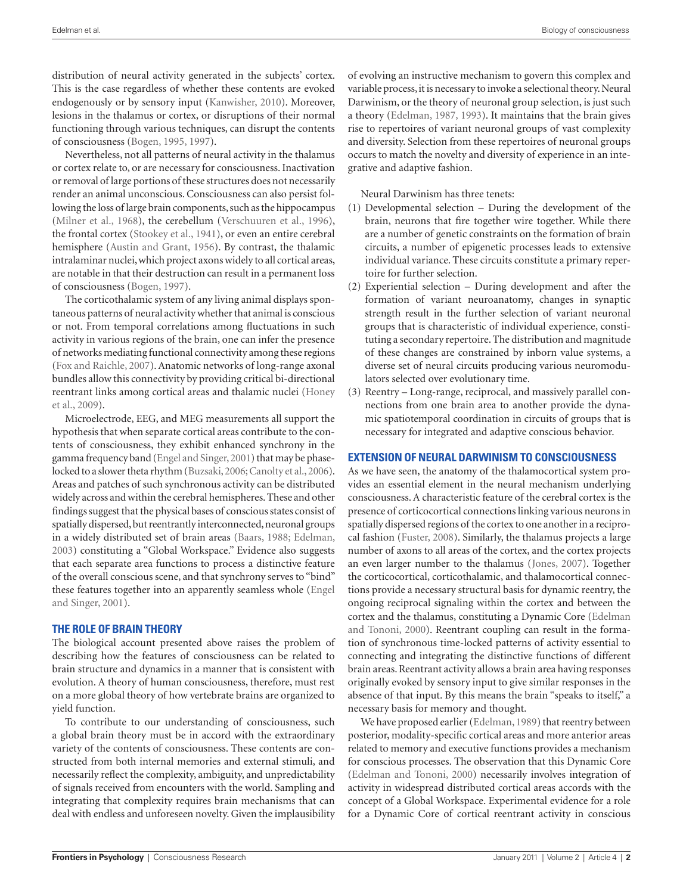distribution of neural activity generated in the subjects' cortex. This is the case regardless of whether these contents are evoked endogenously or by sensory input (Kanwisher, 2010). Moreover, lesions in the thalamus or cortex, or disruptions of their normal functioning through various techniques, can disrupt the contents of consciousness (Bogen, 1995, 1997).

Nevertheless, not all patterns of neural activity in the thalamus or cortex relate to, or are necessary for consciousness. Inactivation or removal of large portions of these structures does not necessarily render an animal unconscious. Consciousness can also persist following the loss of large brain components, such as the hippocampus (Milner et al., 1968), the cerebellum (Verschuuren et al., 1996), the frontal cortex (Stookey et al., 1941), or even an entire cerebral hemisphere (Austin and Grant, 1956). By contrast, the thalamic intralaminar nuclei, which project axons widely to all cortical areas, are notable in that their destruction can result in a permanent loss of consciousness (Bogen, 1997).

The corticothalamic system of any living animal displays spontaneous patterns of neural activity whether that animal is conscious or not. From temporal correlations among fluctuations in such activity in various regions of the brain, one can infer the presence of networks mediating functional connectivity among these regions (Fox and Raichle, 2007). Anatomic networks of long-range axonal bundles allow this connectivity by providing critical bi-directional reentrant links among cortical areas and thalamic nuclei (Honey et al., 2009).

Microelectrode, EEG, and MEG measurements all support the hypothesis that when separate cortical areas contribute to the contents of consciousness, they exhibit enhanced synchrony in the gamma frequency band (Engel and Singer, 2001) that may be phase-locked to a slower theta rhythm (Buzsaki, 2006; Canolty et al., 2006). Areas and patches of such synchronous activity can be distributed widely across and within the cerebral hemispheres. These and other findings suggest that the physical bases of conscious states consist of spatially dispersed, but reentrantly interconnected, neuronal groups in a widely distributed set of brain areas (Baars, 1988; Edelman, 2003) constituting a "Global Workspace." Evidence also suggests that each separate area functions to process a distinctive feature of the overall conscious scene, and that synchrony serves to "bind" these features together into an apparently seamless whole (Engel and Singer, 2001).

## THE ROLE OF BRAIN THEORY

The biological account presented above raises the problem of describing how the features of consciousness can be related to brain structure and dynamics in a manner that is consistent with evolution. A theory of human consciousness, therefore, must rest on a more global theory of how vertebrate brains are organized to yield function.

To contribute to our understanding of consciousness, such a global brain theory must be in accord with the extraordinary variety of the contents of consciousness. These contents are constructed from both internal memories and external stimuli, and necessarily reflect the complexity, ambiguity, and unpredictability of signals received from encounters with the world. Sampling and integrating that complexity requires brain mechanisms that can deal with endless and unforeseen novelty. Given the implausibility of evolving an instructive mechanism to govern this complex and variable process, it is necessary to invoke a selectional theory. Neural Darwinism, or the theory of neuronal group selection, is just such a theory (Edelman, 1987, 1993). It maintains that the brain gives rise to repertoires of variant neuronal groups of vast complexity and diversity. Selection from these repertoires of neuronal groups occurs to match the novelty and diversity of experience in an integrative and adaptive fashion.

Neural Darwinism has three tenets:

(1) Developmental selection – During the development of the brain, neurons that fire together wire together. While there are a number of genetic constraints on the formation of brain circuits, a number of epigenetic processes leads to extensive individual variance. These circuits constitute a primary repertoire for further selection.
(2) Experiential selection – During development and after the formation of variant neuroanatomy, changes in synaptic strength result in the further selection of variant neuronal groups that is characteristic of individual experience, constituting a secondary repertoire. The distribution and magnitude of these changes are constrained by inborn value systems, a diverse set of neural circuits producing various neuromodulators selected over evolutionary time.
(3) Reentry – Long-range, reciprocal, and massively parallel connections from one brain area to another provide the dynamic spatiotemporal coordination in circuits of groups that is necessary for integrated and adaptive conscious behavior.

## EXTENSION OF NEURAL DARWINISM TO CONSCIOUSNESS

As we have seen, the anatomy of the thalamocortical system provides an essential element in the neural mechanism underlying consciousness. A characteristic feature of the cerebral cortex is the presence of corticocortical connections linking various neurons in spatially dispersed regions of the cortex to one another in a reciprocal fashion (Fuster, 2008). Similarly, the thalamus projects a large number of axons to all areas of the cortex, and the cortex projects an even larger number to the thalamus (Jones, 2007). Together the corticocortical, corticothalamic, and thalamocortical connections provide a necessary structural basis for dynamic reentry, the ongoing reciprocal signaling within the cortex and between the cortex and the thalamus, constituting a Dynamic Core (Edelman and Tononi, 2000). Reentrant coupling can result in the formation of synchronous time-locked patterns of activity essential to connecting and integrating the distinctive functions of different brain areas. Reentrant activity allows a brain area having responses originally evoked by sensory input to give similar responses in the absence of that input. By this means the brain "speaks to itself," a necessary basis for memory and thought.

We have proposed earlier (Edelman, 1989) that reentry between posterior, modality-specific cortical areas and more anterior areas related to memory and executive functions provides a mechanism for conscious processes. The observation that this Dynamic Core (Edelman and Tononi, 2000) necessarily involves integration of activity in widespread distributed cortical areas accords with the concept of a Global Workspace. Experimental evidence for a role for a Dynamic Core of cortical reentrant activity in conscious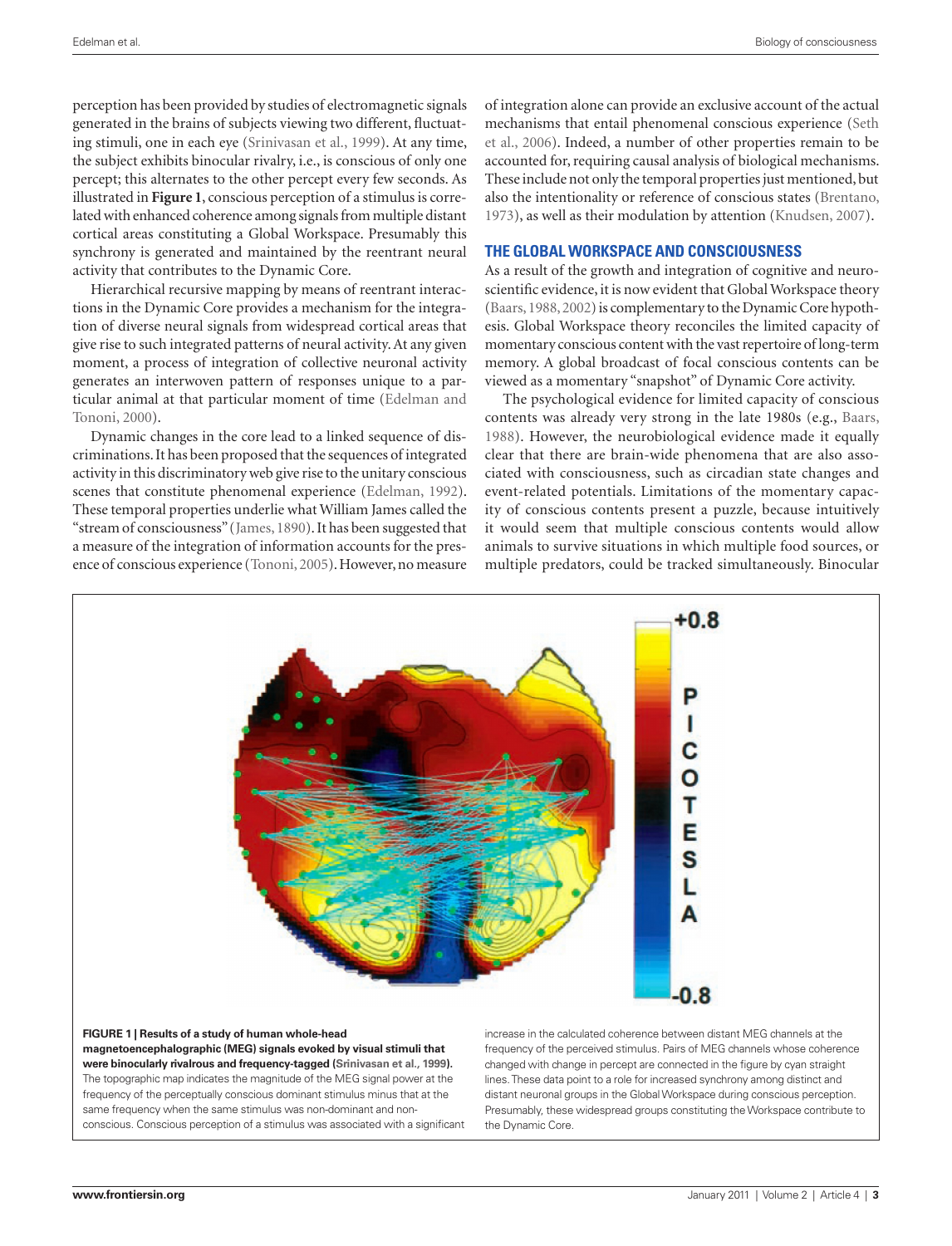perception has been provided by studies of electromagnetic signals generated in the brains of subjects viewing two different, fluctuating stimuli, one in each eye (Srinivasan et al., 1999). At any time, the subject exhibits binocular rivalry, i.e., is conscious of only one percept; this alternates to the other percept every few seconds. As illustrated in **Figure 1**, conscious perception of a stimulus is correlated with enhanced coherence among signals from multiple distant cortical areas constituting a Global Workspace. Presumably this synchrony is generated and maintained by the reentrant neural activity that contributes to the Dynamic Core.

Hierarchical recursive mapping by means of reentrant interactions in the Dynamic Core provides a mechanism for the integration of diverse neural signals from widespread cortical areas that give rise to such integrated patterns of neural activity. At any given moment, a process of integration of collective neuronal activity generates an interwoven pattern of responses unique to a particular animal at that particular moment of time (Edelman and Tononi, 2000).

Dynamic changes in the core lead to a linked sequence of discriminations. It has been proposed that the sequences of integrated activity in this discriminatory web give rise to the unitary conscious scenes that constitute phenomenal experience (Edelman, 1992). These temporal properties underlie what William James called the "stream of consciousness" (James, 1890). It has been suggested that a measure of the integration of information accounts for the presence of conscious experience (Tononi, 2005). However, no measure of integration alone can provide an exclusive account of the actual mechanisms that entail phenomenal conscious experience (Seth et al., 2006). Indeed, a number of other properties remain to be accounted for, requiring causal analysis of biological mechanisms. These include not only the temporal properties just mentioned, but also the intentionality or reference of conscious states (Brentano, 1973), as well as their modulation by attention (Knudsen, 2007).

## THE GLOBAL WORKSPACE AND CONSCIOUSNESS

As a result of the growth and integration of cognitive and neuroscientific evidence, it is now evident that Global Workspace theory (Baars, 1988, 2002) is complementary to the Dynamic Core hypothesis. Global Workspace theory reconciles the limited capacity of momentary conscious content with the vast repertoire of long-term memory. A global broadcast of focal conscious contents can be viewed as a momentary "snapshot" of Dynamic Core activity.

The psychological evidence for limited capacity of conscious contents was already very strong in the late 1980s (e.g., Baars, 1988). However, the neurobiological evidence made it equally clear that there are brain-wide phenomena that are also associated with consciousness, such as circadian state changes and event-related potentials. Limitations of the momentary capacity of conscious contents present a puzzle, because intuitively it would seem that multiple conscious contents would allow animals to survive situations in which multiple food sources, or multiple predators, could be tracked simultaneously. Binocular

**FIGURE 1 | Results of a study of human whole-head magnetoencephalographic (MEG) signals evoked by visual stimuli that were binocularly rivalrous and frequency-tagged (Srinivasan et al., 1999).** The topographic map indicates the magnitude of the MEG signal power at the frequency of the perceptually conscious dominant stimulus minus that at the same frequency when the same stimulus was non-dominant and non-conscious. Conscious perception of a stimulus was associated with a significant increase in the calculated coherence between distant MEG channels at the frequency of the perceived stimulus. Pairs of MEG channels whose coherence changed with change in percept are connected in the figure by cyan straight lines. These data point to a role for increased synchrony among distinct and distant neuronal groups in the Global Workspace during conscious perception. Presumably, these widespread groups constituting the Workspace contribute to the Dynamic Core.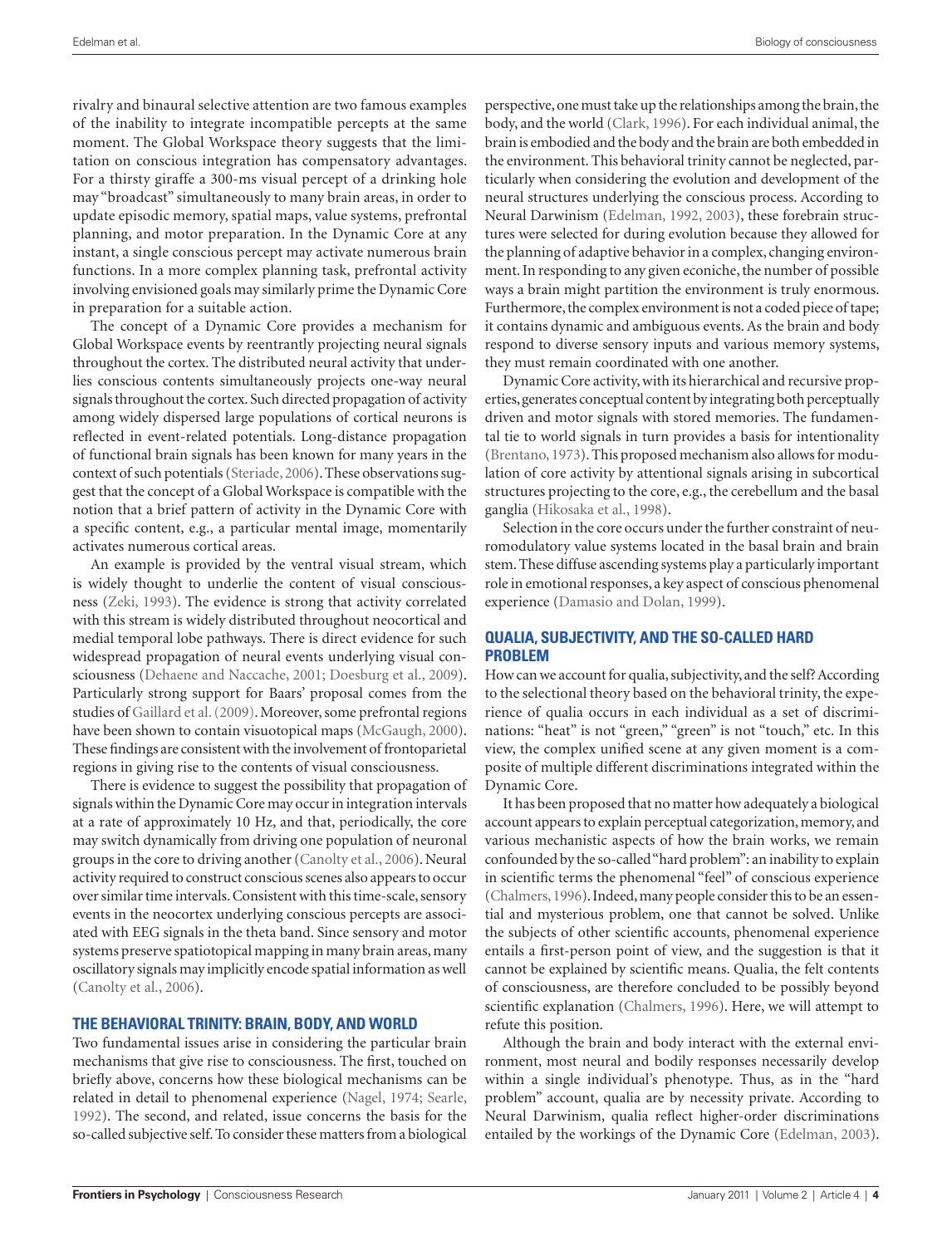rivalry and binaural selective attention are two famous examples of the inability to integrate incompatible percepts at the same moment. The Global Workspace theory suggests that the limitation on conscious integration has compensatory advantages. For a thirsty giraffe a 300-ms visual percept of a drinking hole may "broadcast" simultaneously to many brain areas, in order to update episodic memory, spatial maps, value systems, prefrontal planning, and motor preparation. In the Dynamic Core at any instant, a single conscious percept may activate numerous brain functions. In a more complex planning task, prefrontal activity involving envisioned goals may similarly prime the Dynamic Core in preparation for a suitable action.

The concept of a Dynamic Core provides a mechanism for Global Workspace events by reentrantly projecting neural signals throughout the cortex. The distributed neural activity that underlies conscious contents simultaneously projects one-way neural signals throughout the cortex. Such directed propagation of activity among widely dispersed large populations of cortical neurons is reflected in event-related potentials. Long-distance propagation of functional brain signals has been known for many years in the context of such potentials (Steriade, 2006). These observations suggest that the concept of a Global Workspace is compatible with the notion that a brief pattern of activity in the Dynamic Core with a specific content, e.g., a particular mental image, momentarily activates numerous cortical areas.

An example is provided by the ventral visual stream, which is widely thought to underlie the content of visual consciousness (Zeki, 1993). The evidence is strong that activity correlated with this stream is widely distributed throughout neocortical and medial temporal lobe pathways. There is direct evidence for such widespread propagation of neural events underlying visual consciousness (Dehaene and Naccache, 2001; Doesburg et al., 2009). Particularly strong support for Baars' proposal comes from the studies of Gaillard et al. (2009). Moreover, some prefrontal regions have been shown to contain visuotopical maps (McGaugh, 2000). These findings are consistent with the involvement of frontoparietal regions in giving rise to the contents of visual consciousness.

There is evidence to suggest the possibility that propagation of signals within the Dynamic Core may occur in integration intervals at a rate of approximately 10 Hz, and that, periodically, the core may switch dynamically from driving one population of neuronal groups in the core to driving another (Canolty et al., 2006). Neural activity required to construct conscious scenes also appears to occur over similar time intervals. Consistent with this time-scale, sensory events in the neocortex underlying conscious percepts are associated with EEG signals in the theta band. Since sensory and motor systems preserve spatiotopical mapping in many brain areas, many oscillatory signals may implicitly encode spatial information as well (Canolty et al., 2006).

## THE BEHAVIORAL TRINITY: BRAIN, BODY, AND WORLD

Two fundamental issues arise in considering the particular brain mechanisms that give rise to consciousness. The first, touched on briefly above, concerns how these biological mechanisms can be related in detail to phenomenal experience (Nagel, 1974; Searle, 1992). The second, and related, issue concerns the basis for the so-called subjective self. To consider these matters from a biological perspective, one must take up the relationships among the brain, the body, and the world (Clark, 1996). For each individual animal, the brain is embodied and the body and the brain are both embedded in the environment. This behavioral trinity cannot be neglected, particularly when considering the evolution and development of the neural structures underlying the conscious process. According to Neural Darwinism (Edelman, 1992, 2003), these forebrain structures were selected for during evolution because they allowed for the planning of adaptive behavior in a complex, changing environment. In responding to any given econiche, the number of possible ways a brain might partition the environment is truly enormous. Furthermore, the complex environment is not a coded piece of tape; it contains dynamic and ambiguous events. As the brain and body respond to diverse sensory inputs and various memory systems, they must remain coordinated with one another.

Dynamic Core activity, with its hierarchical and recursive properties, generates conceptual content by integrating both perceptually driven and motor signals with stored memories. The fundamental tie to world signals in turn provides a basis for intentionality (Brentano, 1973). This proposed mechanism also allows for modulation of core activity by attentional signals arising in subcortical structures projecting to the core, e.g., the cerebellum and the basal ganglia (Hikosaka et al., 1998).

Selection in the core occurs under the further constraint of neuromodulatory value systems located in the basal brain and brain stem. These diffuse ascending systems play a particularly important role in emotional responses, a key aspect of conscious phenomenal experience (Damasio and Dolan, 1999).

## QUALIA, SUBJECTIVITY, AND THE SO-CALLED HARD PROBLEM

How can we account for qualia, subjectivity, and the self? According to the selectional theory based on the behavioral trinity, the experience of qualia occurs in each individual as a set of discriminations: "heat" is not "green," "green" is not "touch," etc. In this view, the complex unified scene at any given moment is a composite of multiple different discriminations integrated within the Dynamic Core.

It has been proposed that no matter how adequately a biological account appears to explain perceptual categorization, memory, and various mechanistic aspects of how the brain works, we remain confounded by the so-called "hard problem": an inability to explain in scientific terms the phenomenal "feel" of conscious experience (Chalmers, 1996). Indeed, many people consider this to be an essential and mysterious problem, one that cannot be solved. Unlike the subjects of other scientific accounts, phenomenal experience entails a first-person point of view, and the suggestion is that it cannot be explained by scientific means. Qualia, the felt contents of consciousness, are therefore concluded to be possibly beyond scientific explanation (Chalmers, 1996). Here, we will attempt to refute this position.

Although the brain and body interact with the external environment, most neural and bodily responses necessarily develop within a single individual's phenotype. Thus, as in the "hard problem" account, qualia are by necessity private. According to Neural Darwinism, qualia reflect higher-order discriminations entailed by the workings of the Dynamic Core (Edelman, 2003).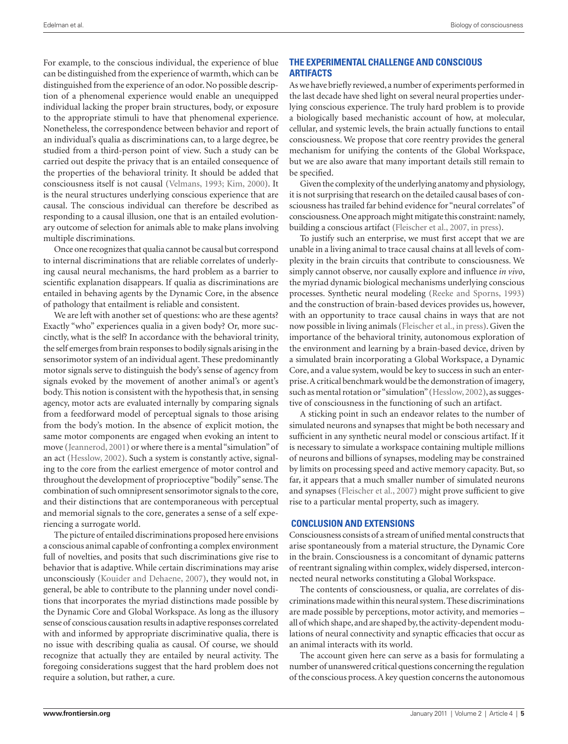For example, to the conscious individual, the experience of blue can be distinguished from the experience of warmth, which can be distinguished from the experience of an odor. No possible description of a phenomenal experience would enable an unequipped individual lacking the proper brain structures, body, or exposure to the appropriate stimuli to have that phenomenal experience. Nonetheless, the correspondence between behavior and report of an individual's qualia as discriminations can, to a large degree, be studied from a third-person point of view. Such a study can be carried out despite the privacy that is an entailed consequence of the properties of the behavioral trinity. It should be added that consciousness itself is not causal (Velmans, 1993; Kim, 2000). It is the neural structures underlying conscious experience that are causal. The conscious individual can therefore be described as responding to a causal illusion, one that is an entailed evolutionary outcome of selection for animals able to make plans involving multiple discriminations.

Once one recognizes that qualia cannot be causal but correspond to internal discriminations that are reliable correlates of underlying causal neural mechanisms, the hard problem as a barrier to scientific explanation disappears. If qualia as discriminations are entailed in behaving agents by the Dynamic Core, in the absence of pathology that entailment is reliable and consistent.

We are left with another set of questions: who are these agents? Exactly "who" experiences qualia in a given body? Or, more succinctly, what is the self? In accordance with the behavioral trinity, the self emerges from brain responses to bodily signals arising in the sensorimotor system of an individual agent. These predominantly motor signals serve to distinguish the body's sense of agency from signals evoked by the movement of another animal's or agent's body. This notion is consistent with the hypothesis that, in sensing agency, motor acts are evaluated internally by comparing signals from a feedforward model of perceptual signals to those arising from the body's motion. In the absence of explicit motion, the same motor components are engaged when evoking an intent to move (Jeannerod, 2001) or where there is a mental "simulation" of an act (Hesslow, 2002). Such a system is constantly active, signaling to the core from the earliest emergence of motor control and throughout the development of proprioceptive "bodily" sense. The combination of such omnipresent sensorimotor signals to the core, and their distinctions that are contemporaneous with perceptual and memorial signals to the core, generates a sense of a self experiencing a surrogate world.

The picture of entailed discriminations proposed here envisions a conscious animal capable of confronting a complex environment full of novelties, and posits that such discriminations give rise to behavior that is adaptive. While certain discriminations may arise unconsciously (Kouider and Dehaene, 2007), they would not, in general, be able to contribute to the planning under novel conditions that incorporates the myriad distinctions made possible by the Dynamic Core and Global Workspace. As long as the illusory sense of conscious causation results in adaptive responses correlated with and informed by appropriate discriminative qualia, there is no issue with describing qualia as causal. Of course, we should recognize that actually they are entailed by neural activity. The foregoing considerations suggest that the hard problem does not require a solution, but rather, a cure.

## THE EXPERIMENTAL CHALLENGE AND CONSCIOUS ARTIFACTS

As we have briefly reviewed, a number of experiments performed in the last decade have shed light on several neural properties underlying conscious experience. The truly hard problem is to provide a biologically based mechanistic account of how, at molecular, cellular, and systemic levels, the brain actually functions to entail consciousness. We propose that core reentry provides the general mechanism for unifying the contents of the Global Workspace, but we are also aware that many important details still remain to be specified.

Given the complexity of the underlying anatomy and physiology, it is not surprising that research on the detailed causal bases of consciousness has trailed far behind evidence for "neural correlates" of consciousness. One approach might mitigate this constraint: namely, building a conscious artifact (Fleischer et al., 2007, in press).

To justify such an enterprise, we must first accept that we are unable in a living animal to trace causal chains at all levels of complexity in the brain circuits that contribute to consciousness. We simply cannot observe, nor causally explore and influence *in vivo*, the myriad dynamic biological mechanisms underlying conscious processes. Synthetic neural modeling (Reeke and Sporns, 1993) and the construction of brain-based devices provides us, however, with an opportunity to trace causal chains in ways that are not now possible in living animals (Fleischer et al., in press). Given the importance of the behavioral trinity, autonomous exploration of the environment and learning by a brain-based device, driven by a simulated brain incorporating a Global Workspace, a Dynamic Core, and a value system, would be key to success in such an enterprise. A critical benchmark would be the demonstration of imagery, such as mental rotation or "simulation" (Hesslow, 2002), as suggestive of consciousness in the functioning of such an artifact.

A sticking point in such an endeavor relates to the number of simulated neurons and synapses that might be both necessary and sufficient in any synthetic neural model or conscious artifact. If it is necessary to simulate a workspace containing multiple millions of neurons and billions of synapses, modeling may be constrained by limits on processing speed and active memory capacity. But, so far, it appears that a much smaller number of simulated neurons and synapses (Fleischer et al., 2007) might prove sufficient to give rise to a particular mental property, such as imagery.

## CONCLUSION AND EXTENSIONS

Consciousness consists of a stream of unified mental constructs that arise spontaneously from a material structure, the Dynamic Core in the brain. Consciousness is a concomitant of dynamic patterns of reentrant signaling within complex, widely dispersed, interconnected neural networks constituting a Global Workspace.

The contents of consciousness, or qualia, are correlates of discriminations made within this neural system. These discriminations are made possible by perceptions, motor activity, and memories – all of which shape, and are shaped by, the activity-dependent modulations of neural connectivity and synaptic efficacies that occur as an animal interacts with its world.

The account given here can serve as a basis for formulating a number of unanswered critical questions concerning the regulation of the conscious process. A key question concerns the autonomous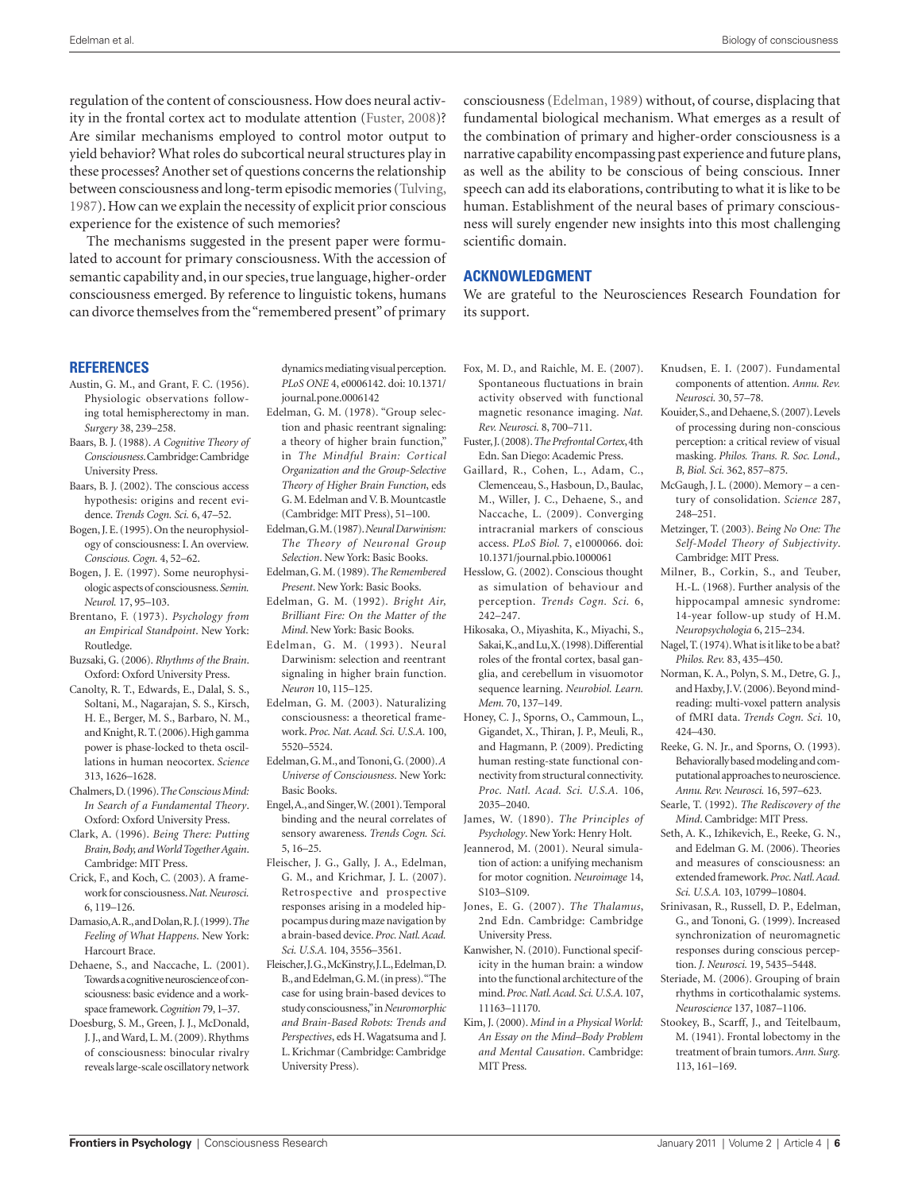regulation of the content of consciousness. How does neural activity in the frontal cortex act to modulate attention (Fuster, 2008)? Are similar mechanisms employed to control motor output to yield behavior? What roles do subcortical neural structures play in these processes? Another set of questions concerns the relationship between consciousness and long-term episodic memories (Tulving, 1987). How can we explain the necessity of explicit prior conscious experience for the existence of such memories?

The mechanisms suggested in the present paper were formulated to account for primary consciousness. With the accession of semantic capability and, in our species, true language, higher-order consciousness emerged. By reference to linguistic tokens, humans can divorce themselves from the "remembered present" of primary consciousness (Edelman, 1989) without, of course, displacing that fundamental biological mechanism. What emerges as a result of the combination of primary and higher-order consciousness is a narrative capability encompassing past experience and future plans, as well as the ability to be conscious of being conscious. Inner speech can add its elaborations, contributing to what it is like to be human. Establishment of the neural bases of primary consciousness will surely engender new insights into this most challenging scientific domain.

## ACKNOWLEDGMENT

We are grateful to the Neurosciences Research Foundation for its support.

## REFERENCES

Austin, G. M., and Grant, F. C. (1956). Physiologic observations following total hemispherectomy in man. *Surgery* 38, 239–258.

Baars, B. J. (1988). *A Cognitive Theory of Consciousness*. Cambridge: Cambridge University Press.

Baars, B. J. (2002). The conscious access hypothesis: origins and recent evidence. *Trends Cogn. Sci.* 6, 47–52.

Bogen, J. E. (1995). On the neurophysiology of consciousness: I. An overview. *Conscious. Cogn.* 4, 52–62.

Bogen, J. E. (1997). Some neurophysiologic aspects of consciousness. *Semin. Neurol.* 17, 95–103.

Brentano, F. (1973). *Psychology from an Empirical Standpoint*. New York: Routledge.

Buzsaki, G. (2006). *Rhythms of the Brain*. Oxford: Oxford University Press.

Canolty, R. T., Edwards, E., Dalal, S. S., Soltani, M., Nagarajan, S. S., Kirsch, H. E., Berger, M. S., Barbaro, N. M., and Knight, R. T. (2006). High gamma power is phase-locked to theta oscillations in human neocortex. *Science* 313, 1626–1628.

Chalmers, D. (1996). *The Conscious Mind: In Search of a Fundamental Theory*. Oxford: Oxford University Press.

Clark, A. (1996). *Being There: Putting Brain, Body, and World Together Again*. Cambridge: MIT Press.

Crick, F., and Koch, C. (2003). A framework for consciousness. *Nat. Neurosci.* 6, 119–126.

Damasio, A. R., and Dolan, R. J. (1999). *The Feeling of What Happens*. New York: Harcourt Brace.

Dehaene, S., and Naccache, L. (2001). Towards a cognitive neuroscience of consciousness: basic evidence and a workspace framework. *Cognition* 79, 1–37.

Doesburg, S. M., Green, J. J., McDonald, J. J., and Ward, L. M. (2009). Rhythms of consciousness: binocular rivalry reveals large-scale oscillatory network dynamics mediating visual perception. *PLoS ONE* 4, e0006142. doi: 10.1371/journal.pone.0006142

Edelman, G. M. (1978). "Group selection and phasic reentrant signaling: a theory of higher brain function," in *The Mindful Brain: Cortical Organization and the Group-Selective Theory of Higher Brain Function*, eds G. M. Edelman and V. B. Mountcastle (Cambridge: MIT Press), 51–100.

Edelman, G. M. (1987). *Neural Darwinism: The Theory of Neuronal Group Selection*. New York: Basic Books.

Edelman, G. M. (1989). *The Remembered Present*. New York: Basic Books.

Edelman, G. M. (1992). *Bright Air, Brilliant Fire: On the Matter of the Mind*. New York: Basic Books.

Edelman, G. M. (1993). Neural Darwinism: selection and reentrant signaling in higher brain function. *Neuron* 10, 115–125.

Edelman, G. M. (2003). Naturalizing consciousness: a theoretical framework. *Proc. Nat. Acad. Sci. U.S.A.* 100, 5520–5524.

Edelman, G. M., and Tononi, G. (2000). *A Universe of Consciousness*. New York: Basic Books.

Engel, A., and Singer, W. (2001). Temporal binding and the neural correlates of sensory awareness. *Trends Cogn. Sci.* 5, 16–25.

Fleischer, J. G., Gally, J. A., Edelman, G. M., and Krichmar, J. L. (2007). Retrospective and prospective responses arising in a modeled hippocampus during maze navigation by a brain-based device. *Proc. Natl. Acad. Sci. U.S.A.* 104, 3556–3561.

Fleischer, J. G., McKinstry, J. L., Edelman, D. B., and Edelman, G. M. (in press). "The case for using brain-based devices to study consciousness," in *Neuromorphic and Brain-Based Robots: Trends and Perspectives*, eds H. Wagatsuma and J. L. Krichmar (Cambridge: Cambridge University Press).

Fox, M. D., and Raichle, M. E. (2007). Spontaneous fluctuations in brain activity observed with functional magnetic resonance imaging. *Nat. Rev. Neurosci.* 8, 700–711.

Fuster, J. (2008). *The Prefrontal Cortex*, 4th Edn. San Diego: Academic Press.

Gaillard, R., Cohen, L., Adam, C., Clemenceau, S., Hasboun, D., Baulac, M., Willer, J. C., Dehaene, S., and Naccache, L. (2009). Converging intracranial markers of conscious access. *PLoS Biol.* 7, e1000066. doi: 10.1371/journal.pbio.1000061

Hesslow, G. (2002). Conscious thought as simulation of behaviour and perception. *Trends Cogn. Sci.* 6, 242–247.

Hikosaka, O., Miyashita, K., Miyachi, S., Sakai, K., and Lu, X. (1998). Differential roles of the frontal cortex, basal ganglia, and cerebellum in visuomotor sequence learning. *Neurobiol. Learn. Mem.* 70, 137–149.

Honey, C. J., Sporns, O., Cammoun, L., Gigandet, X., Thiran, J. P., Meuli, R., and Hagmann, P. (2009). Predicting human resting-state functional connectivity from structural connectivity. *Proc. Natl. Acad. Sci. U.S.A.* 106, 2035–2040.

James, W. (1890). *The Principles of Psychology*. New York: Henry Holt.

Jeannerod, M. (2001). Neural simulation of action: a unifying mechanism for motor cognition. *Neuroimage* 14, S103–S109.

Jones, E. G. (2007). *The Thalamus*, 2nd Edn. Cambridge: Cambridge University Press.

Kanwisher, N. (2010). Functional specificity in the human brain: a window into the functional architecture of the mind. *Proc. Natl. Acad. Sci. U.S.A.* 107, 11163–11170.

Kim, J. (2000). *Mind in a Physical World: An Essay on the Mind–Body Problem and Mental Causation*. Cambridge: MIT Press.

Knudsen, E. I. (2007). Fundamental components of attention. *Annu. Rev. Neurosci.* 30, 57–78.

Kouider, S., and Dehaene, S. (2007). Levels of processing during non-conscious perception: a critical review of visual masking. *Philos. Trans. R. Soc. Lond., B, Biol. Sci.* 362, 857–875.

McGaugh, J. L. (2000). Memory – a century of consolidation. *Science* 287, 248–251.

Metzinger, T. (2003). *Being No One: The Self-Model Theory of Subjectivity*. Cambridge: MIT Press.

Milner, B., Corkin, S., and Teuber, H.-L. (1968). Further analysis of the hippocampal amnesic syndrome: 14-year follow-up study of H.M. *Neuropsychologia* 6, 215–234.

Nagel, T. (1974). What is it like to be a bat? *Philos. Rev.* 83, 435–450.

Norman, K. A., Polyn, S. M., Detre, G. J., and Haxby, J. V. (2006). Beyond mind-reading: multi-voxel pattern analysis of fMRI data. *Trends Cogn. Sci.* 10, 424–430.

Reeke, G. N. Jr., and Sporns, O. (1993). Behaviorally based modeling and computational approaches to neuroscience. *Annu. Rev. Neurosci.* 16, 597–623.

Searle, T. (1992). *The Rediscovery of the Mind*. Cambridge: MIT Press.

Seth, A. K., Izhikevich, E., Reeke, G. N., and Edelman G. M. (2006). Theories and measures of consciousness: an extended framework. *Proc. Natl. Acad. Sci. U.S.A.* 103, 10799–10804.

Srinivasan, R., Russell, D. P., Edelman, G., and Tononi, G. (1999). Increased synchronization of neuromagnetic responses during conscious perception. *J. Neurosci.* 19, 5435–5448.

Steriade, M. (2006). Grouping of brain rhythms in corticothalamic systems. *Neuroscience* 137, 1087–1106.

Stookey, B., Scarff, J., and Teitelbaum, M. (1941). Frontal lobectomy in the treatment of brain tumors. *Ann. Surg.* 113, 161–169.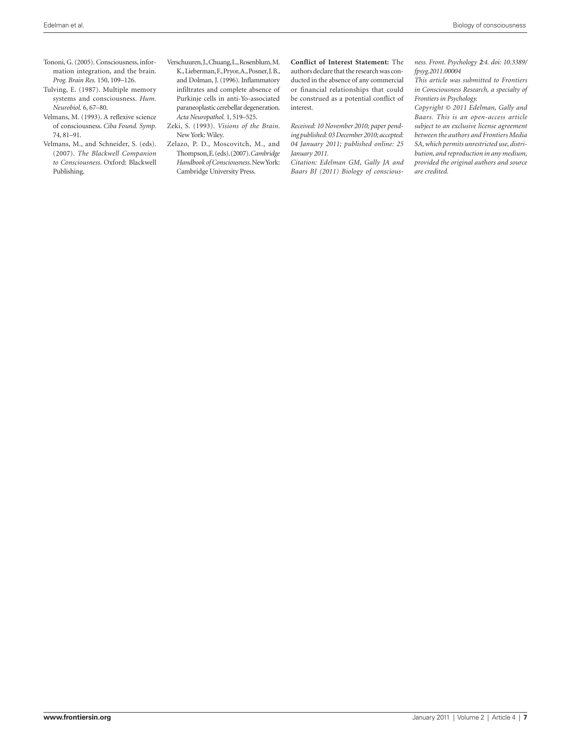Tononi, G. (2005). Consciousness, information integration, and the brain. *Prog. Brain Res.* 150, 109–126.

Tulving, E. (1987). Multiple memory systems and consciousness. *Hum. Neurobiol.* 6, 67–80.

Velmans, M. (1993). A reflexive science of consciousness. *Ciba Found. Symp.* 74, 81–91.

Velmans, M., and Schneider, S. (eds). (2007). *The Blackwell Companion to Consciousness*. Oxford: Blackwell Publishing.

Verschuuren, J., Chuang, L., Rosenblum, M. K., Lieberman, F., Pryor, A., Posner, J. B., and Dolman, J. (1996). Inflammatory infiltrates and complete absence of Purkinje cells in anti-Yo-associated paraneoplastic cerebellar degeneration. *Acta Neuropathol.* 1, 519–525.

Zeki, S. (1993). *Visions of the Brain*. New York: Wiley.

Zelazo, P. D., Moscovitch, M., and Thompson, E. (eds). (2007). *Cambridge Handbook of Consciousness*. New York: Cambridge University Press.

**Conflict of Interest Statement:** The authors declare that the research was conducted in the absence of any commercial or financial relationships that could be construed as a potential conflict of interest.

*Received: 10 November 2010; paper pending published: 03 December 2010; accepted: 04 January 2011; published online: 25 January 2011.*

*Citation: Edelman GM, Gally JA and Baars BJ (2011) Biology of consciousness. Front. Psychology **2**:4. doi: 10.3389/fpsyg.2011.00004*

*This article was submitted to Frontiers in Consciousness Research, a specialty of Frontiers in Psychology.*

*Copyright © 2011 Edelman, Gally and Baars. This is an open-access article subject to an exclusive license agreement between the authors and Frontiers Media SA, which permits unrestricted use, distribution, and reproduction in any medium, provided the original authors and source are credited.*